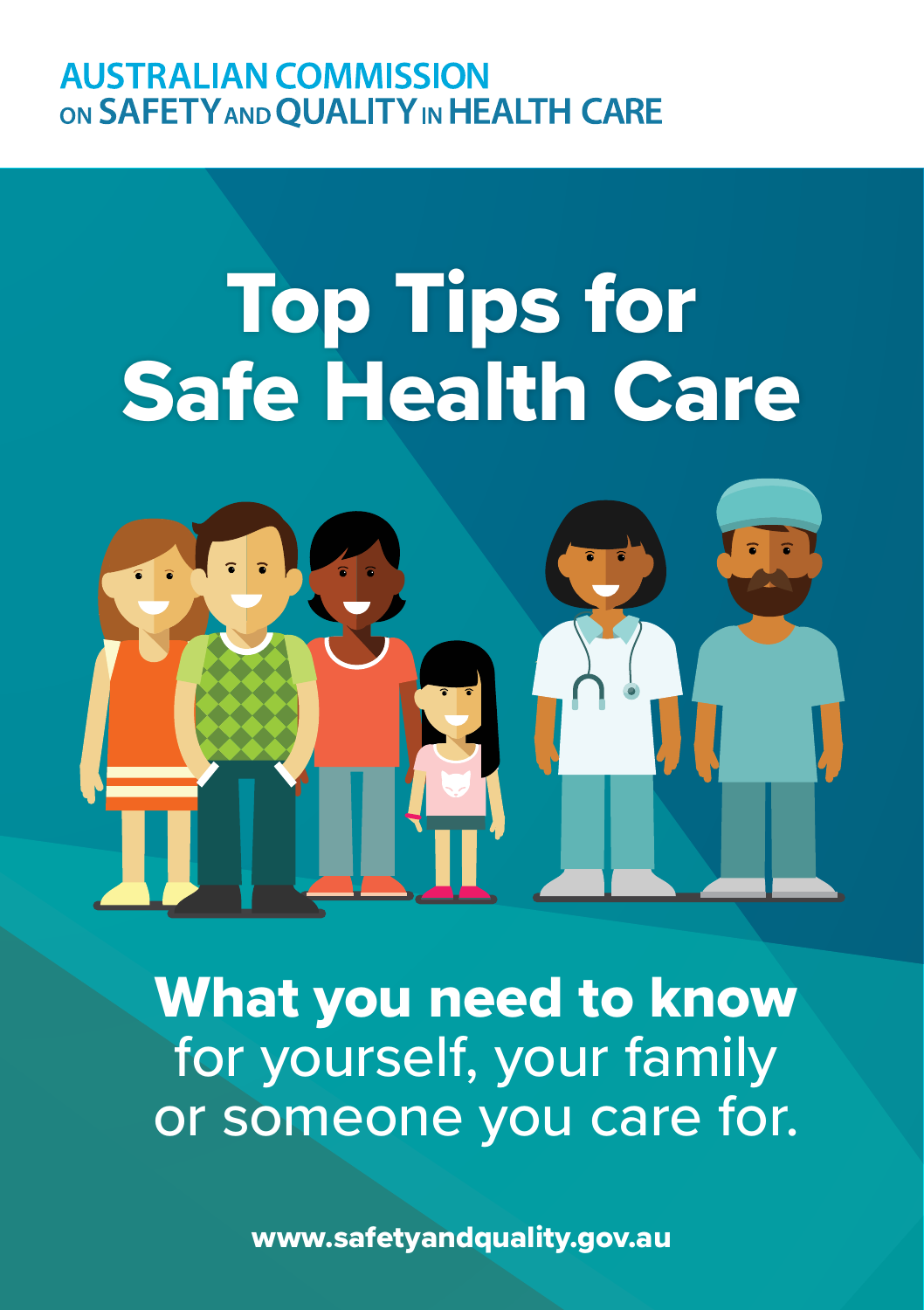AUSTRALIAN COMMISSION ON SAFETY AND QUALITY IN HEALTH CARE

# Top Tips for Safe Health Care

**What you need to know** for yourself, your family or someone you care for.

**www.safetyandquality.gov.au**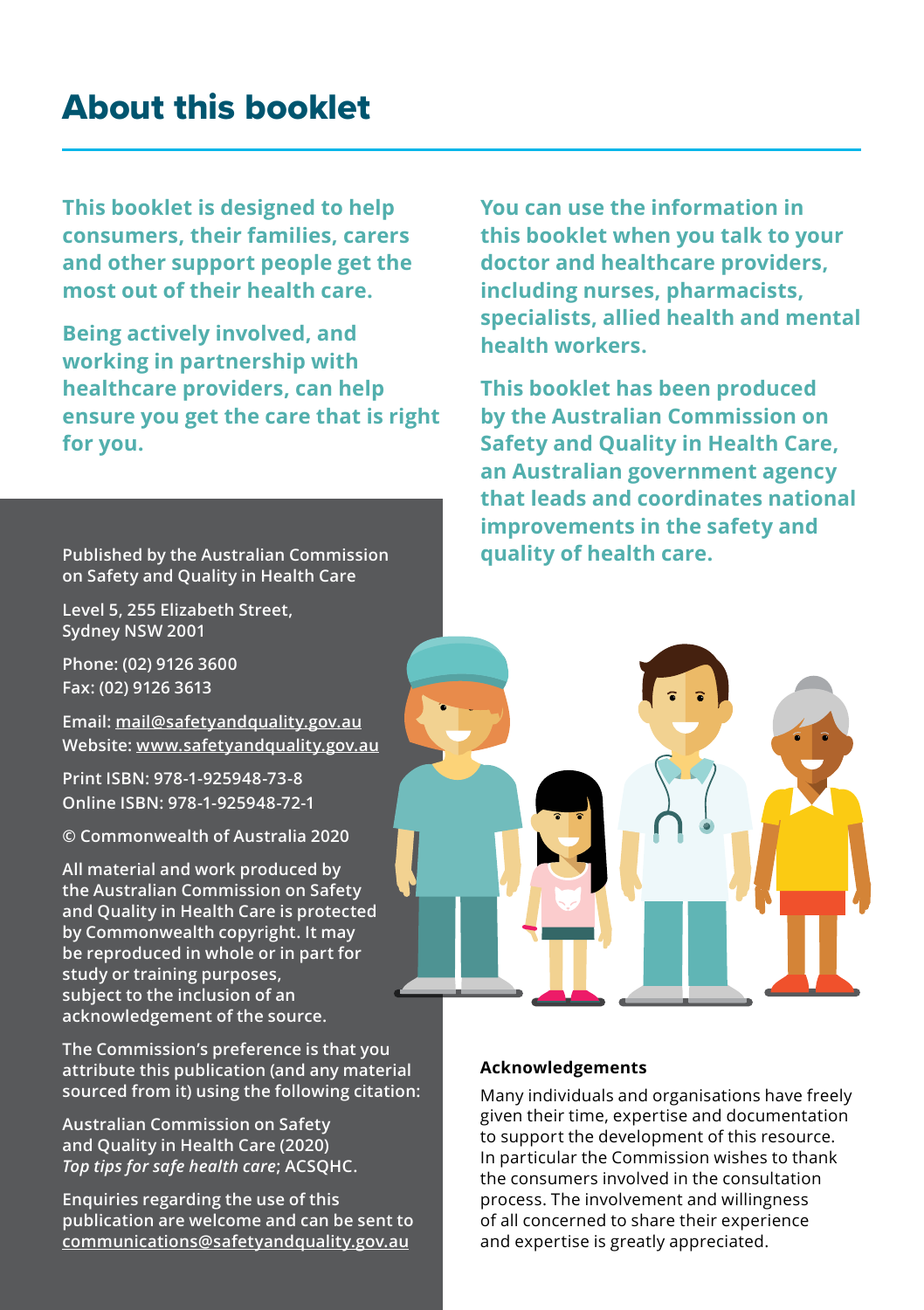# About this booklet

**This booklet is designed to help consumers, their families, carers and other support people get the most out of their health care.**

**Being actively involved, and working in partnership with healthcare providers, can help ensure you get the care that is right for you.**

**You can use the information in this booklet when you talk to your doctor and healthcare providers, including nurses, pharmacists, specialists, allied health and mental health workers.**

**This booklet has been produced by the Australian Commission on Safety and Quality in Health Care, an Australian government agency that leads and coordinates national improvements in the safety and quality of health care.**

Published by the Australian Commission on Safety and Quality in Health Care

Level 5, 255 Elizabeth Street, Sydney NSW 2001

Phone: (02) 9126 3600
Fax: (02) 9126 3613

Email: mail@safetyandquality.gov.au
Website: www.safetyandquality.gov.au

Print ISBN: 978-1-925948-73-8
Online ISBN: 978-1-925948-72-1

© Commonwealth of Australia 2020

All material and work produced by the Australian Commission on Safety and Quality in Health Care is protected by Commonwealth copyright. It may be reproduced in whole or in part for study or training purposes, subject to the inclusion of an acknowledgement of the source.

The Commission's preference is that you attribute this publication (and any material sourced from it) using the following citation:

Australian Commission on Safety and Quality in Health Care (2020) *Top tips for safe health care*; ACSQHC.

Enquiries regarding the use of this publication are welcome and can be sent to communications@safetyandquality.gov.au

**Acknowledgements**

Many individuals and organisations have freely given their time, expertise and documentation to support the development of this resource. In particular the Commission wishes to thank the consumers involved in the consultation process. The involvement and willingness of all concerned to share their experience and expertise is greatly appreciated.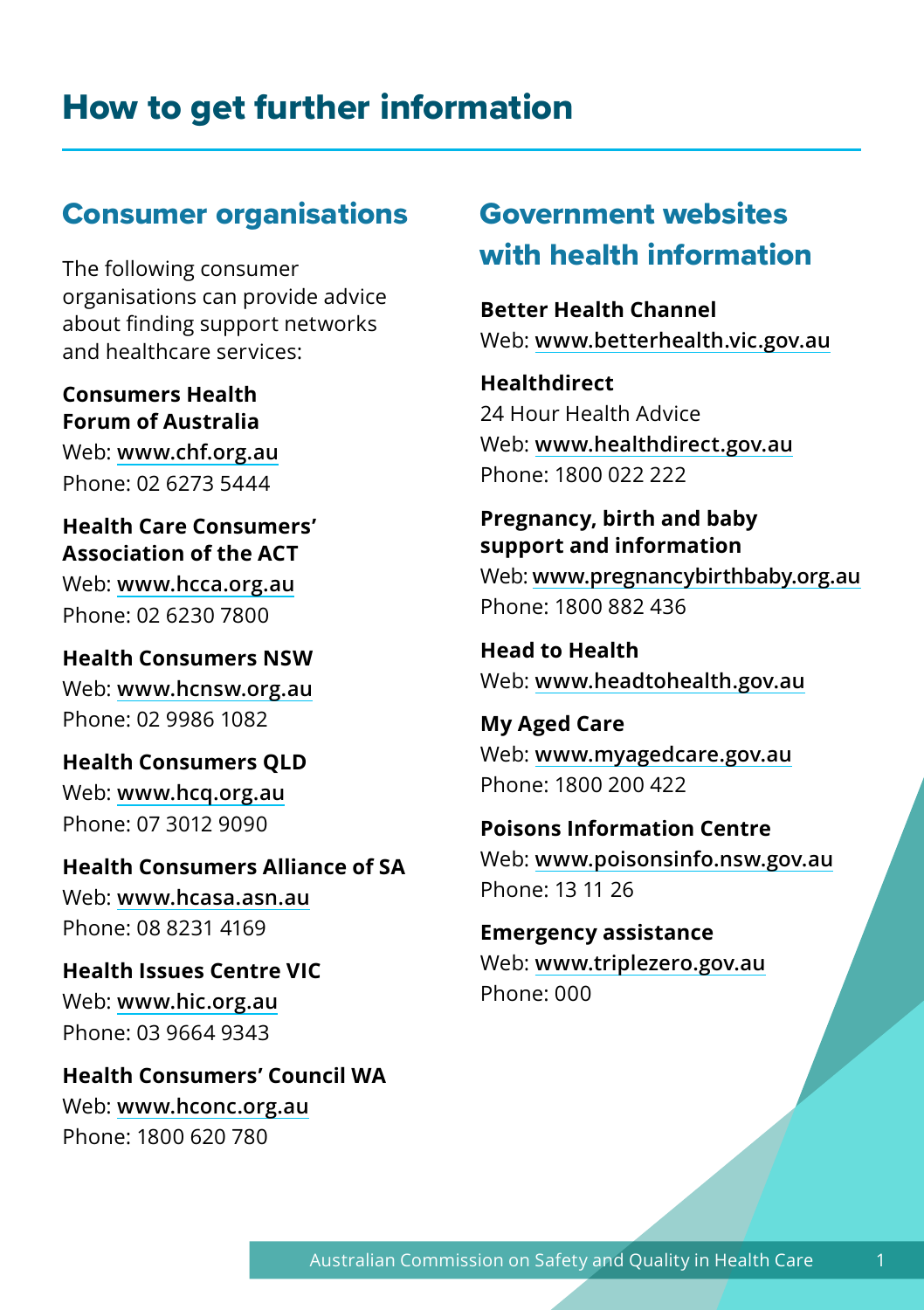# How to get further information

## Consumer organisations

The following consumer organisations can provide advice about finding support networks and healthcare services:

**Consumers Health Forum of Australia**
Web: www.chf.org.au
Phone: 02 6273 5444

**Health Care Consumers' Association of the ACT**
Web: www.hcca.org.au
Phone: 02 6230 7800

**Health Consumers NSW**
Web: www.hcnsw.org.au
Phone: 02 9986 1082

**Health Consumers QLD**
Web: www.hcq.org.au
Phone: 07 3012 9090

**Health Consumers Alliance of SA**
Web: www.hcasa.asn.au
Phone: 08 8231 4169

**Health Issues Centre VIC**
Web: www.hic.org.au
Phone: 03 9664 9343

**Health Consumers' Council WA**
Web: www.hconc.org.au
Phone: 1800 620 780

## Government websites with health information

**Better Health Channel**
Web: www.betterhealth.vic.gov.au

**Healthdirect**
24 Hour Health Advice
Web: www.healthdirect.gov.au
Phone: 1800 022 222

**Pregnancy, birth and baby support and information**
Web: www.pregnancybirthbaby.org.au
Phone: 1800 882 436

**Head to Health**
Web: www.headtohealth.gov.au

**My Aged Care**
Web: www.myagedcare.gov.au
Phone: 1800 200 422

**Poisons Information Centre**
Web: www.poisonsinfo.nsw.gov.au
Phone: 13 11 26

**Emergency assistance**
Web: www.triplezero.gov.au
Phone: 000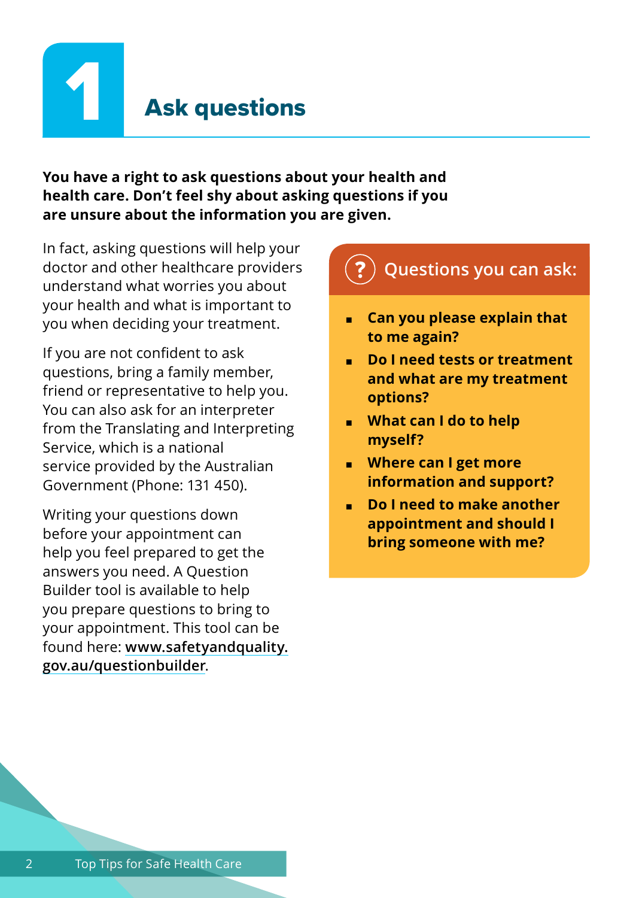# 1 Ask questions

**You have a right to ask questions about your health and health care. Don't feel shy about asking questions if you are unsure about the information you are given.**

In fact, asking questions will help your doctor and other healthcare providers understand what worries you about your health and what is important to you when deciding your treatment.

If you are not confident to ask questions, bring a family member, friend or representative to help you. You can also ask for an interpreter from the Translating and Interpreting Service, which is a national service provided by the Australian Government (Phone: 131 450).

Writing your questions down before your appointment can help you feel prepared to get the answers you need. A Question Builder tool is available to help you prepare questions to bring to your appointment. This tool can be found here: **www.safetyandquality.gov.au/questionbuilder**.

## Questions you can ask:

- **Can you please explain that to me again?**
- **Do I need tests or treatment and what are my treatment options?**
- **What can I do to help myself?**
- **Where can I get more information and support?**
- **Do I need to make another appointment and should I bring someone with me?**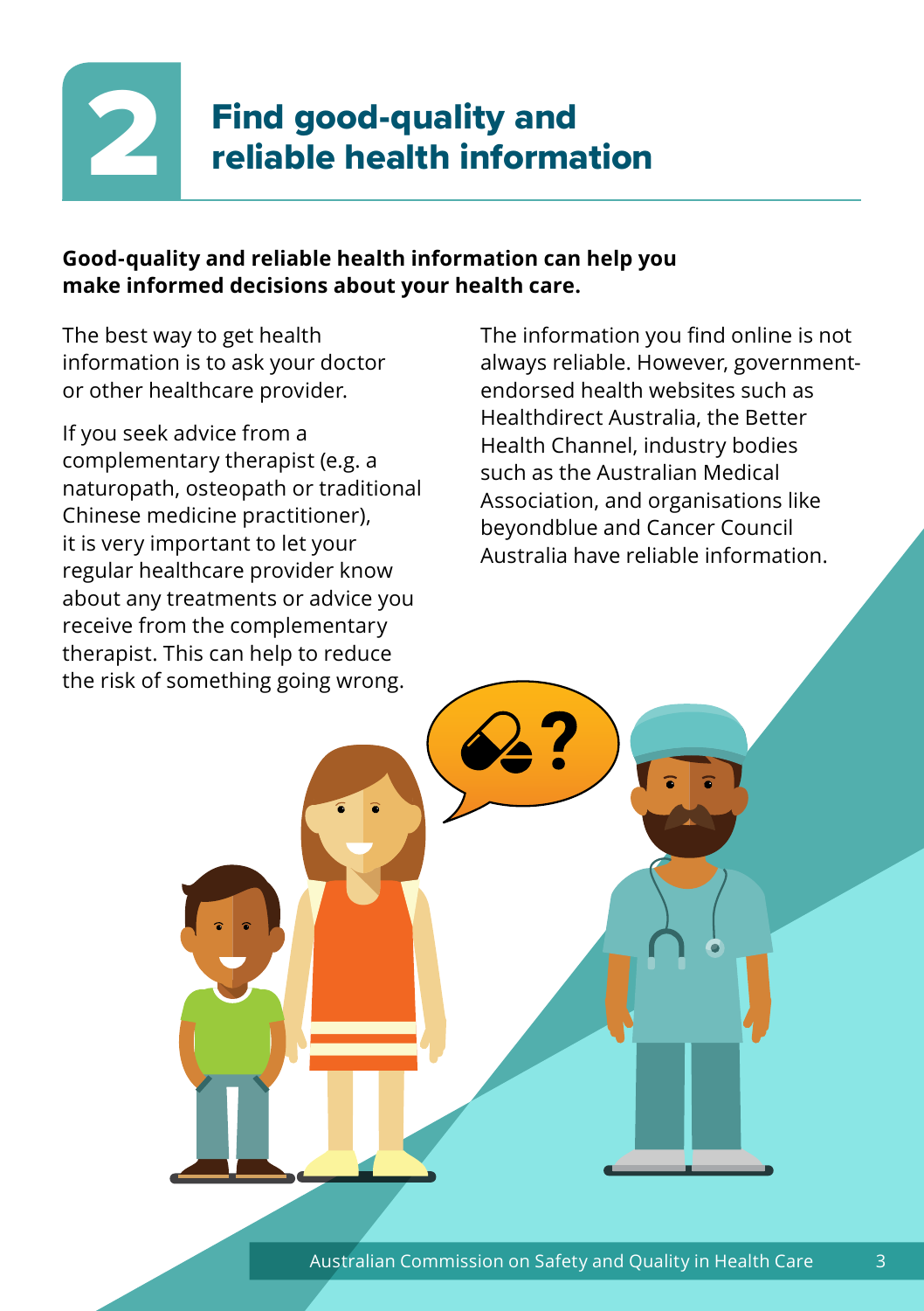# 2 Find good-quality and reliable health information

**Good-quality and reliable health information can help you make informed decisions about your health care.**

The best way to get health information is to ask your doctor or other healthcare provider.

If you seek advice from a complementary therapist (e.g. a naturopath, osteopath or traditional Chinese medicine practitioner), it is very important to let your regular healthcare provider know about any treatments or advice you receive from the complementary therapist. This can help to reduce the risk of something going wrong.

The information you find online is not always reliable. However, government-endorsed health websites such as Healthdirect Australia, the Better Health Channel, industry bodies such as the Australian Medical Association, and organisations like beyondblue and Cancer Council Australia have reliable information.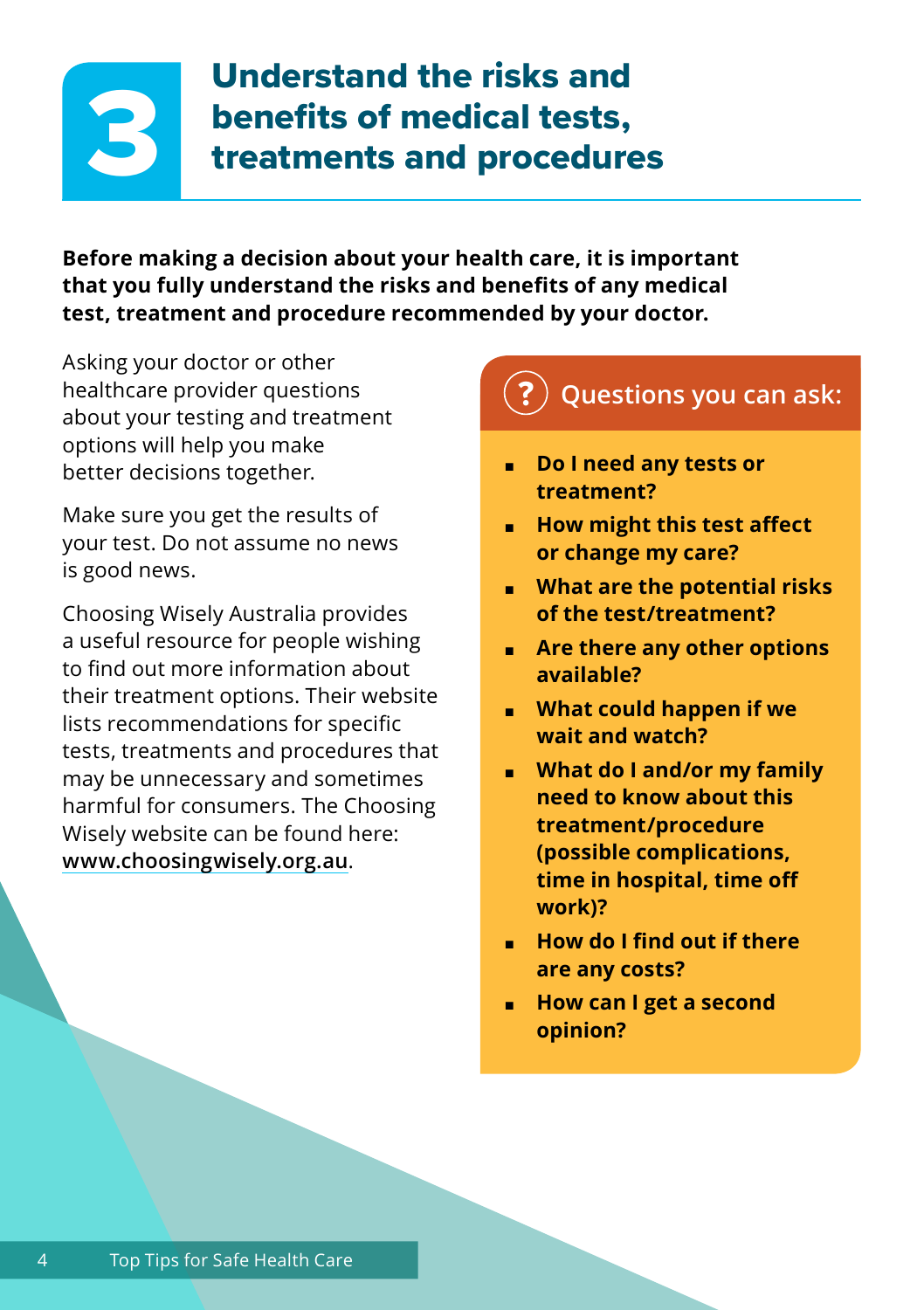# 3 Understand the risks and benefits of medical tests, treatments and procedures

**Before making a decision about your health care, it is important that you fully understand the risks and benefits of any medical test, treatment and procedure recommended by your doctor.**

Asking your doctor or other healthcare provider questions about your testing and treatment options will help you make better decisions together.

Make sure you get the results of your test. Do not assume no news is good news.

Choosing Wisely Australia provides a useful resource for people wishing to find out more information about their treatment options. Their website lists recommendations for specific tests, treatments and procedures that may be unnecessary and sometimes harmful for consumers. The Choosing Wisely website can be found here: www.choosingwisely.org.au.

## Questions you can ask:

- **Do I need any tests or treatment?**
- **How might this test affect or change my care?**
- **What are the potential risks of the test/treatment?**
- **Are there any other options available?**
- **What could happen if we wait and watch?**
- **What do I and/or my family need to know about this treatment/procedure (possible complications, time in hospital, time off work)?**
- **How do I find out if there are any costs?**
- **How can I get a second opinion?**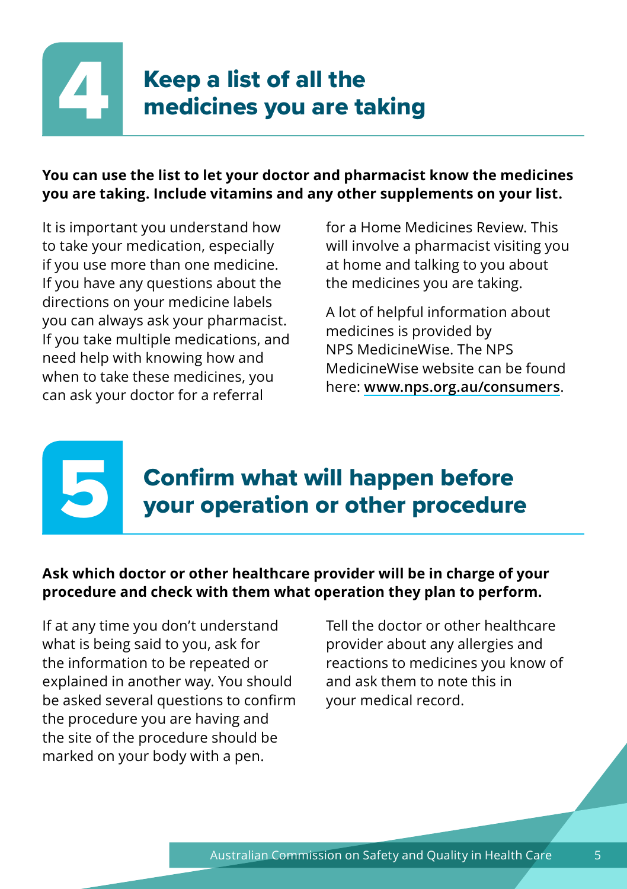## 4 Keep a list of all the medicines you are taking

**You can use the list to let your doctor and pharmacist know the medicines you are taking. Include vitamins and any other supplements on your list.**

It is important you understand how to take your medication, especially if you use more than one medicine. If you have any questions about the directions on your medicine labels you can always ask your pharmacist. If you take multiple medications, and need help with knowing how and when to take these medicines, you can ask your doctor for a referral for a Home Medicines Review. This will involve a pharmacist visiting you at home and talking to you about the medicines you are taking.

A lot of helpful information about medicines is provided by NPS MedicineWise. The NPS MedicineWise website can be found here: **www.nps.org.au/consumers**.

## 5 Confirm what will happen before your operation or other procedure

**Ask which doctor or other healthcare provider will be in charge of your procedure and check with them what operation they plan to perform.**

If at any time you don't understand what is being said to you, ask for the information to be repeated or explained in another way. You should be asked several questions to confirm the procedure you are having and the site of the procedure should be marked on your body with a pen.

Tell the doctor or other healthcare provider about any allergies and reactions to medicines you know of and ask them to note this in your medical record.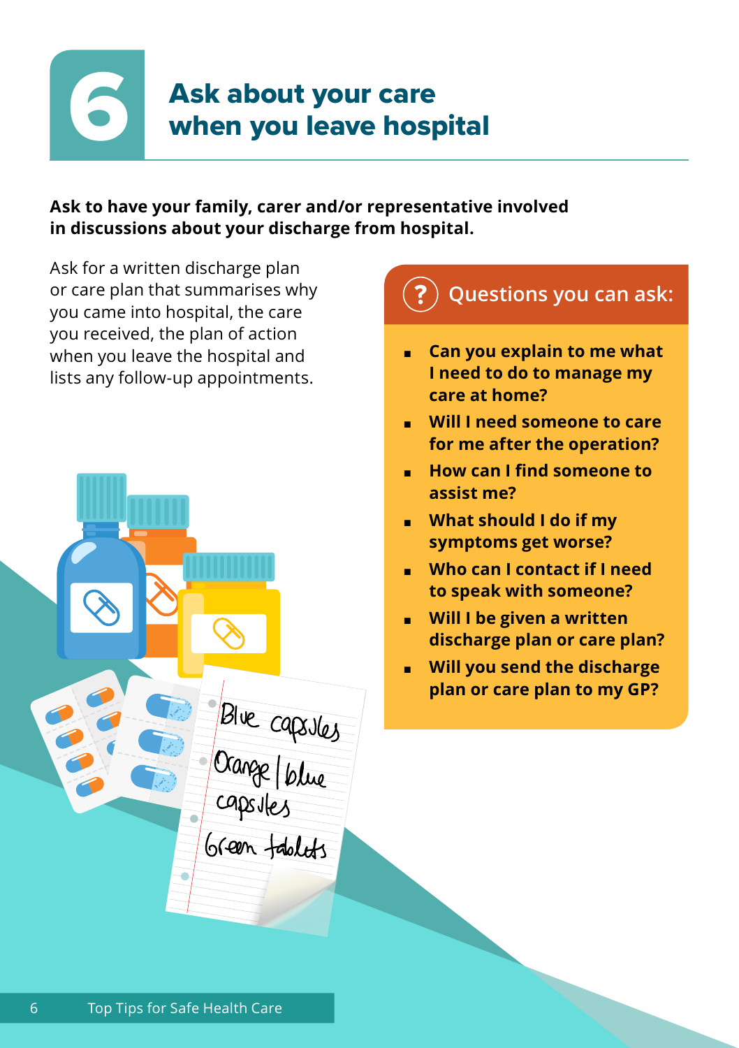# 6 Ask about your care when you leave hospital

**Ask to have your family, carer and/or representative involved in discussions about your discharge from hospital.**

Ask for a written discharge plan or care plan that summarises why you came into hospital, the care you received, the plan of action when you leave the hospital and lists any follow-up appointments.

## Questions you can ask:

- **Can you explain to me what I need to do to manage my care at home?**
- **Will I need someone to care for me after the operation?**
- **How can I find someone to assist me?**
- **What should I do if my symptoms get worse?**
- **Who can I contact if I need to speak with someone?**
- **Will I be given a written discharge plan or care plan?**
- **Will you send the discharge plan or care plan to my GP?**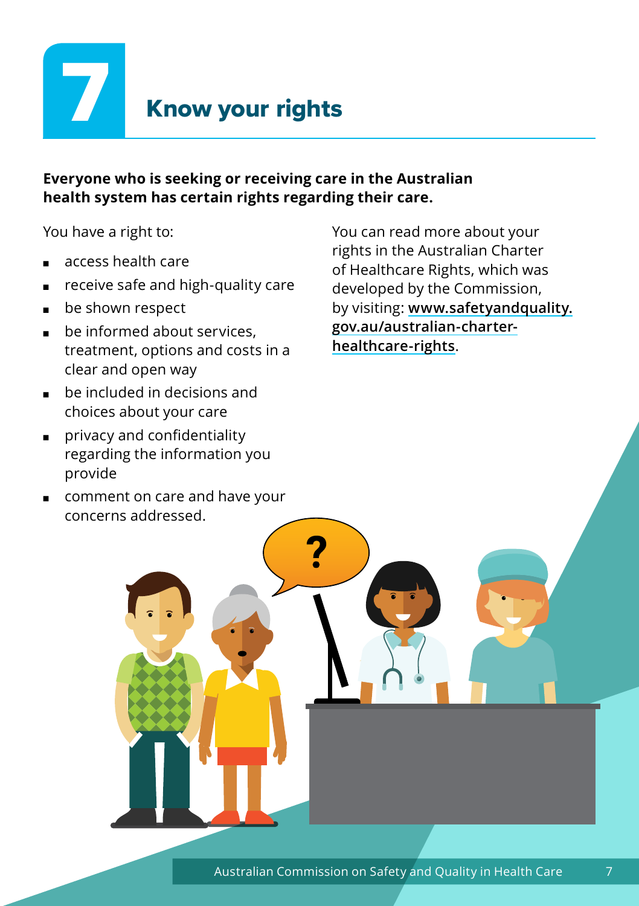# 7 Know your rights

**Everyone who is seeking or receiving care in the Australian health system has certain rights regarding their care.**

You have a right to:

- access health care
- receive safe and high-quality care
- be shown respect
- be informed about services, treatment, options and costs in a clear and open way
- be included in decisions and choices about your care
- privacy and confidentiality regarding the information you provide
- comment on care and have your concerns addressed.

You can read more about your rights in the Australian Charter of Healthcare Rights, which was developed by the Commission, by visiting: **www.safetyandquality.gov.au/australian-charter-healthcare-rights**.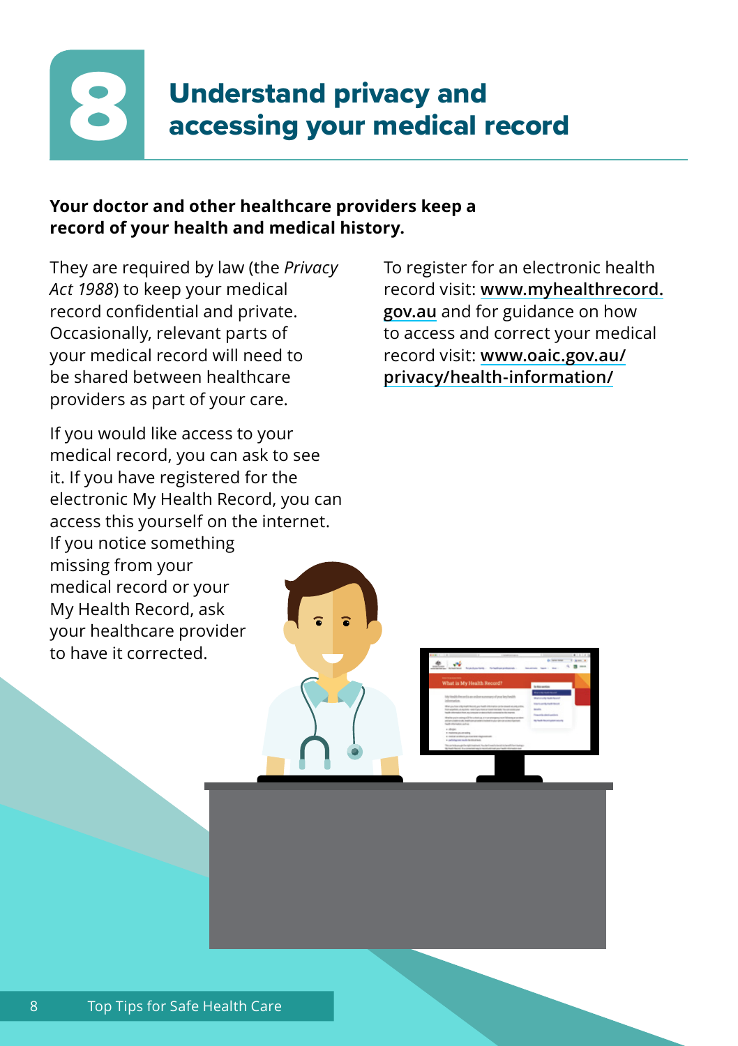# 8 Understand privacy and accessing your medical record

**Your doctor and other healthcare providers keep a record of your health and medical history.**

They are required by law (the *Privacy Act 1988*) to keep your medical record confidential and private. Occasionally, relevant parts of your medical record will need to be shared between healthcare providers as part of your care.

If you would like access to your medical record, you can ask to see it. If you have registered for the electronic My Health Record, you can access this yourself on the internet. If you notice something missing from your medical record or your My Health Record, ask your healthcare provider to have it corrected.

To register for an electronic health record visit: **www.myhealthrecord.gov.au** and for guidance on how to access and correct your medical record visit: **www.oaic.gov.au/privacy/health-information/**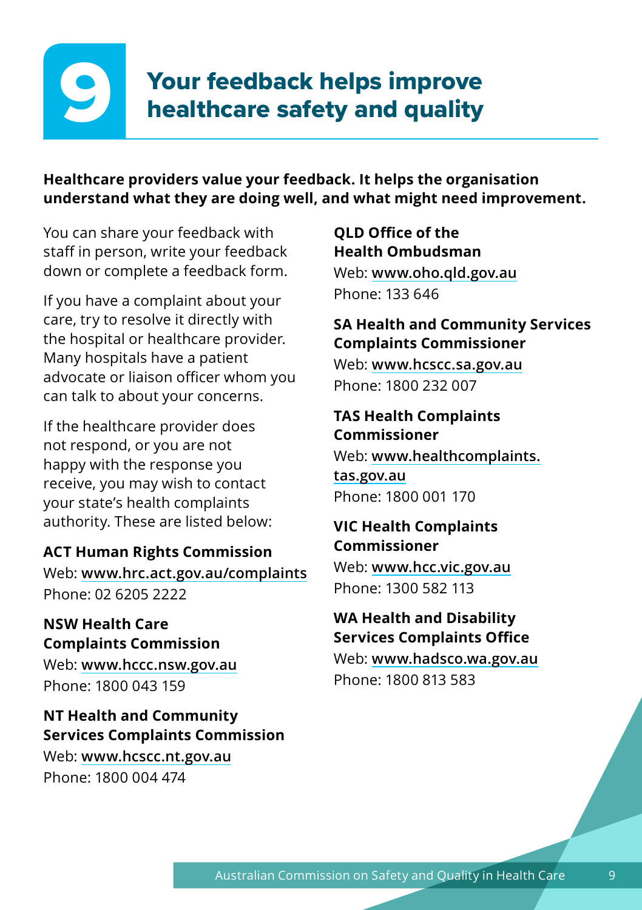# 9 Your feedback helps improve healthcare safety and quality

**Healthcare providers value your feedback. It helps the organisation understand what they are doing well, and what might need improvement.**

You can share your feedback with staff in person, write your feedback down or complete a feedback form.

If you have a complaint about your care, try to resolve it directly with the hospital or healthcare provider. Many hospitals have a patient advocate or liaison officer whom you can talk to about your concerns.

If the healthcare provider does not respond, or you are not happy with the response you receive, you may wish to contact your state's health complaints authority. These are listed below:

**ACT Human Rights Commission**
Web: www.hrc.act.gov.au/complaints
Phone: 02 6205 2222

**NSW Health Care Complaints Commission**
Web: www.hccc.nsw.gov.au
Phone: 1800 043 159

**NT Health and Community Services Complaints Commission**
Web: www.hcscc.nt.gov.au
Phone: 1800 004 474

**QLD Office of the Health Ombudsman**
Web: www.oho.qld.gov.au
Phone: 133 646

**SA Health and Community Services Complaints Commissioner**
Web: www.hcscc.sa.gov.au
Phone: 1800 232 007

**TAS Health Complaints Commissioner**
Web: www.healthcomplaints.tas.gov.au
Phone: 1800 001 170

**VIC Health Complaints Commissioner**
Web: www.hcc.vic.gov.au
Phone: 1300 582 113

**WA Health and Disability Services Complaints Office**
Web: www.hadsco.wa.gov.au
Phone: 1800 813 583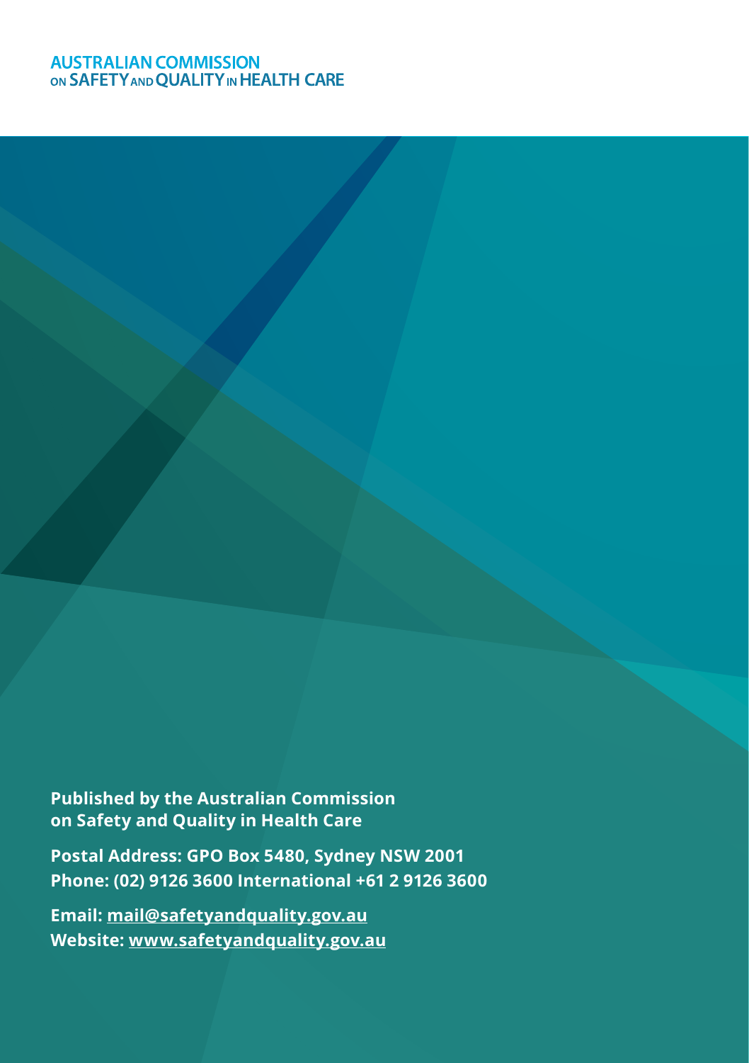AUSTRALIAN COMMISSION ON SAFETY AND QUALITY IN HEALTH CARE

**Published by the Australian Commission on Safety and Quality in Health Care**

**Postal Address: GPO Box 5480, Sydney NSW 2001**
**Phone: (02) 9126 3600 International +61 2 9126 3600**

**Email: mail@safetyandquality.gov.au**
**Website: www.safetyandquality.gov.au**